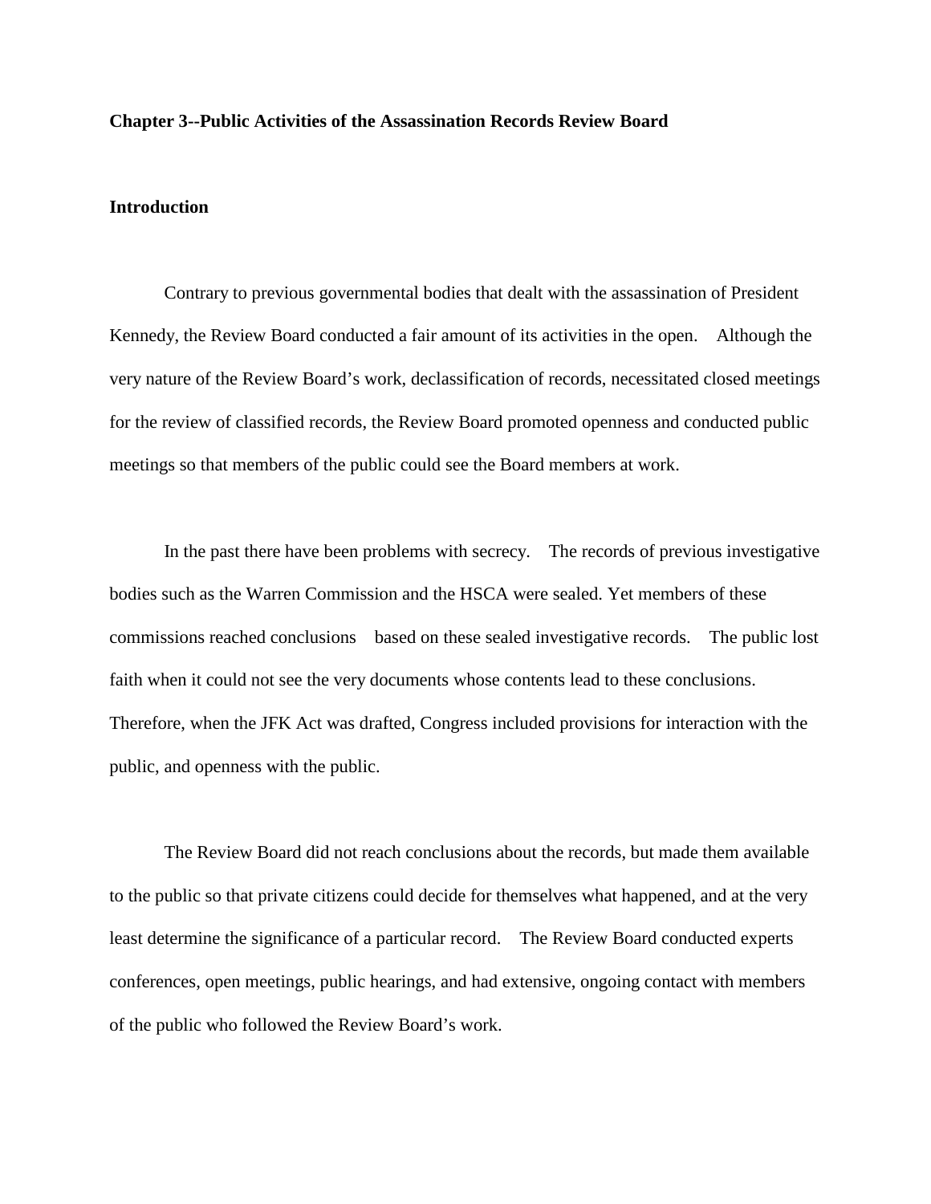## Chapter 3--Public Activities of the Assassination Records Review Board

### Introduction

Contrary to previous governmental bodies that dealt with the assassination of President Kennedy, the Review Board conducted a fair amount of its activities in the open. Although the very nature of the Review Board's work, declassification of records, necessitated closed meetings for the review of classified records, the Review Board promoted openness and conducted public meetings so that members of the public could see the Board members at work.

In the past there have been problems with secrecy. The records of previous investigative bodies such as the Warren Commission and the HSCA were sealed. Yet members of these commissions reached conclusions based on these sealed investigative records. The public lost faith when it could not see the very documents whose contents lead to these conclusions. Therefore, when the JFK Act was drafted, Congress included provisions for interaction with the public, and openness with the public.

The Review Board did not reach conclusions about the records, but made them available to the public so that private citizens could decide for themselves what happened, and at the very least determine the significance of a particular record. The Review Board conducted experts conferences, open meetings, public hearings, and had extensive, ongoing contact with members of the public who followed the Review Board's work.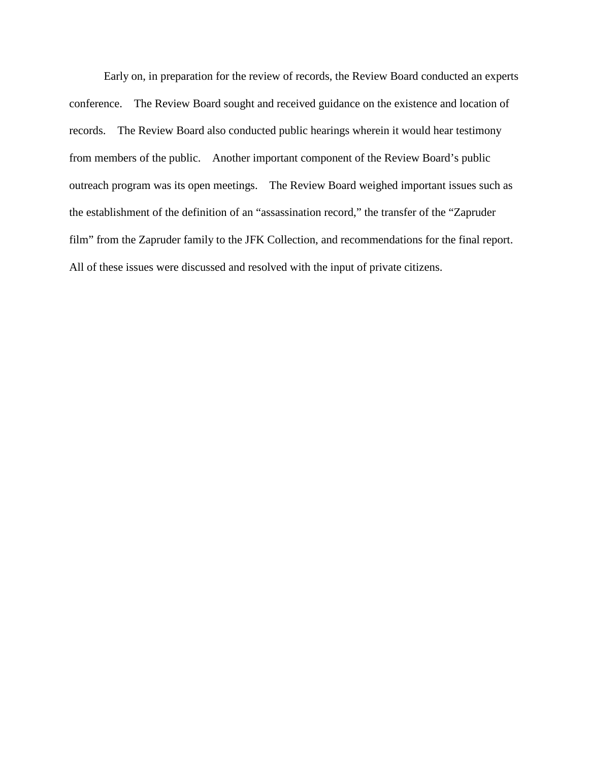Early on, in preparation for the review of records, the Review Board conducted an experts conference. The Review Board sought and received guidance on the existence and location of records. The Review Board also conducted public hearings wherein it would hear testimony from members of the public. Another important component of the Review Board's public outreach program was its open meetings. The Review Board weighed important issues such as the establishment of the definition of an "assassination record," the transfer of the "Zapruder film" from the Zapruder family to the JFK Collection, and recommendations for the final report. All of these issues were discussed and resolved with the input of private citizens.